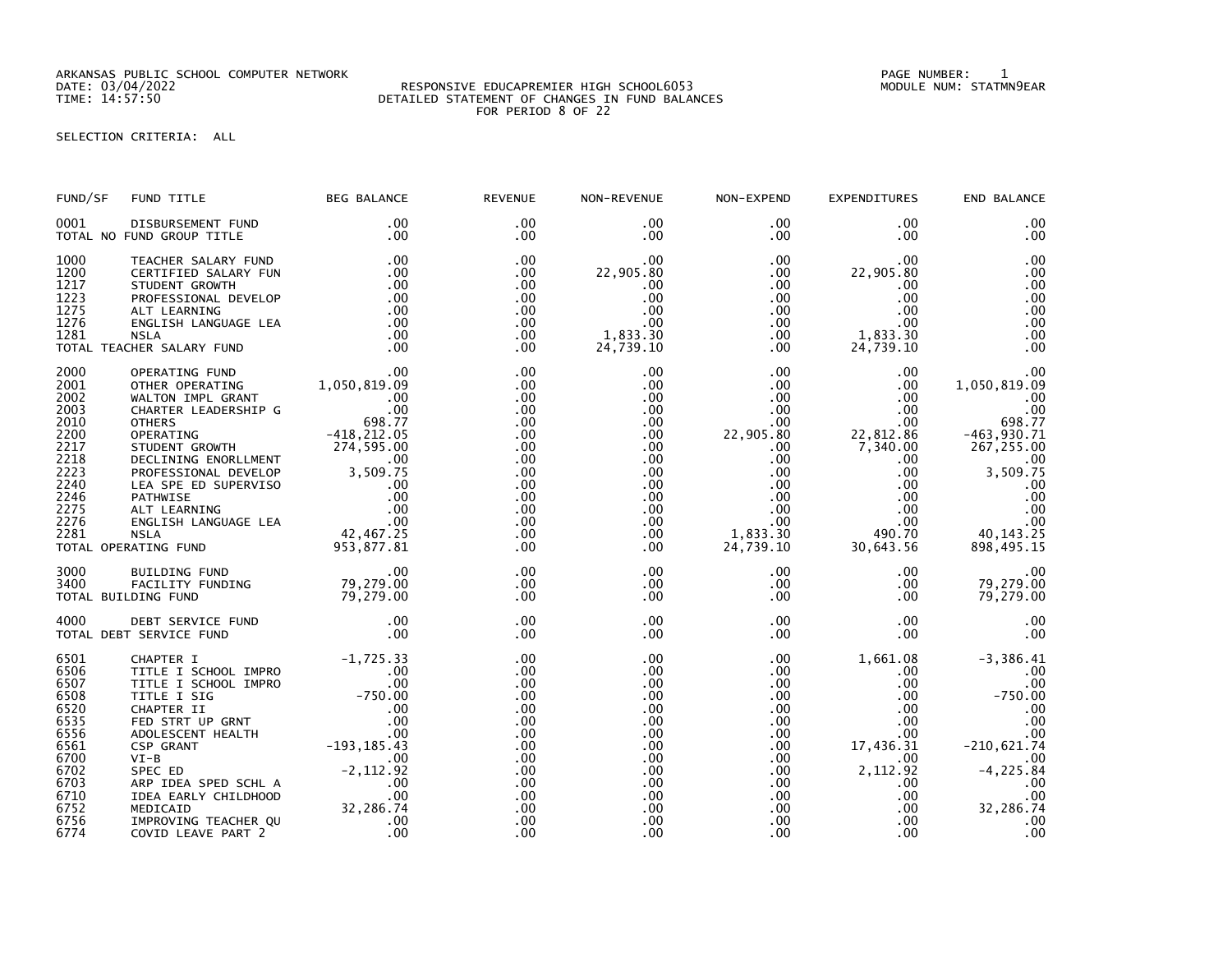ARKANSAS PUBLIC SCHOOL COMPUTER NETWORK
DATE: 03/04/2022
TIME: 14:57:50

RESPONSIVE EDUCAPREMIER HIGH SCHOOL6053
DETAILED STATEMENT OF CHANGES IN FUND BALANCES
FOR PERIOD 8 OF 22

PAGE NUMBER: 1
MODULE NUM: STATMN9EAR

SELECTION CRITERIA: ALL

| FUND/SF | FUND TITLE | BEG BALANCE | REVENUE | NON-REVENUE | NON-EXPEND | EXPENDITURES | END BALANCE |
|---|---|---|---|---|---|---|---|
| 0001 | DISBURSEMENT FUND | .00 | .00 | .00 | .00 | .00 | .00 |
| TOTAL NO FUND GROUP TITLE | | .00 | .00 | .00 | .00 | .00 | .00 |
| 1000 | TEACHER SALARY FUND | .00 | .00 | .00 | .00 | .00 | .00 |
| 1200 | CERTIFIED SALARY FUN | .00 | .00 | 22,905.80 | .00 | 22,905.80 | .00 |
| 1217 | STUDENT GROWTH | .00 | .00 | .00 | .00 | .00 | .00 |
| 1223 | PROFESSIONAL DEVELOP | .00 | .00 | .00 | .00 | .00 | .00 |
| 1275 | ALT LEARNING | .00 | .00 | .00 | .00 | .00 | .00 |
| 1276 | ENGLISH LANGUAGE LEA | .00 | .00 | .00 | .00 | .00 | .00 |
| 1281 | NSLA | .00 | .00 | 1,833.30 | .00 | 1,833.30 | .00 |
| TOTAL TEACHER SALARY FUND | | .00 | .00 | 24,739.10 | .00 | 24,739.10 | .00 |
| 2000 | OPERATING FUND | .00 | .00 | .00 | .00 | .00 | .00 |
| 2001 | OTHER OPERATING | 1,050,819.09 | .00 | .00 | .00 | .00 | 1,050,819.09 |
| 2002 | WALTON IMPL GRANT | .00 | .00 | .00 | .00 | .00 | .00 |
| 2003 | CHARTER LEADERSHIP G | .00 | .00 | .00 | .00 | .00 | .00 |
| 2010 | OTHERS | 698.77 | .00 | .00 | .00 | .00 | 698.77 |
| 2200 | OPERATING | -418,212.05 | .00 | .00 | 22,905.80 | 22,812.86 | -463,930.71 |
| 2217 | STUDENT GROWTH | 274,595.00 | .00 | .00 | .00 | 7,340.00 | 267,255.00 |
| 2218 | DECLINING ENORLLMENT | .00 | .00 | .00 | .00 | .00 | .00 |
| 2223 | PROFESSIONAL DEVELOP | 3,509.75 | .00 | .00 | .00 | .00 | 3,509.75 |
| 2240 | LEA SPE ED SUPERVISO | .00 | .00 | .00 | .00 | .00 | .00 |
| 2246 | PATHWISE | .00 | .00 | .00 | .00 | .00 | .00 |
| 2275 | ALT LEARNING | .00 | .00 | .00 | .00 | .00 | .00 |
| 2276 | ENGLISH LANGUAGE LEA | .00 | .00 | .00 | .00 | .00 | .00 |
| 2281 | NSLA | 42,467.25 | .00 | .00 | 1,833.30 | 490.70 | 40,143.25 |
| TOTAL OPERATING FUND | | 953,877.81 | .00 | .00 | 24,739.10 | 30,643.56 | 898,495.15 |
| 3000 | BUILDING FUND | .00 | .00 | .00 | .00 | .00 | .00 |
| 3400 | FACILITY FUNDING | 79,279.00 | .00 | .00 | .00 | .00 | 79,279.00 |
| TOTAL BUILDING FUND | | 79,279.00 | .00 | .00 | .00 | .00 | 79,279.00 |
| 4000 | DEBT SERVICE FUND | .00 | .00 | .00 | .00 | .00 | .00 |
| TOTAL DEBT SERVICE FUND | | .00 | .00 | .00 | .00 | .00 | .00 |
| 6501 | CHAPTER I | -1,725.33 | .00 | .00 | .00 | 1,661.08 | -3,386.41 |
| 6506 | TITLE I SCHOOL IMPRO | .00 | .00 | .00 | .00 | .00 | .00 |
| 6507 | TITLE I SCHOOL IMPRO | .00 | .00 | .00 | .00 | .00 | .00 |
| 6508 | TITLE I SIG | -750.00 | .00 | .00 | .00 | .00 | -750.00 |
| 6520 | CHAPTER II | .00 | .00 | .00 | .00 | .00 | .00 |
| 6535 | FED STRT UP GRNT | .00 | .00 | .00 | .00 | .00 | .00 |
| 6556 | ADOLESCENT HEALTH | .00 | .00 | .00 | .00 | .00 | .00 |
| 6561 | CSP GRANT | -193,185.43 | .00 | .00 | .00 | 17,436.31 | -210,621.74 |
| 6700 | VI-B | .00 | .00 | .00 | .00 | .00 | .00 |
| 6702 | SPEC ED | -2,112.92 | .00 | .00 | .00 | 2,112.92 | -4,225.84 |
| 6703 | ARP IDEA SPED SCHL A | .00 | .00 | .00 | .00 | .00 | .00 |
| 6710 | IDEA EARLY CHILDHOOD | .00 | .00 | .00 | .00 | .00 | .00 |
| 6752 | MEDICAID | 32,286.74 | .00 | .00 | .00 | .00 | 32,286.74 |
| 6756 | IMPROVING TEACHER QU | .00 | .00 | .00 | .00 | .00 | .00 |
| 6774 | COVID LEAVE PART 2 | .00 | .00 | .00 | .00 | .00 | .00 |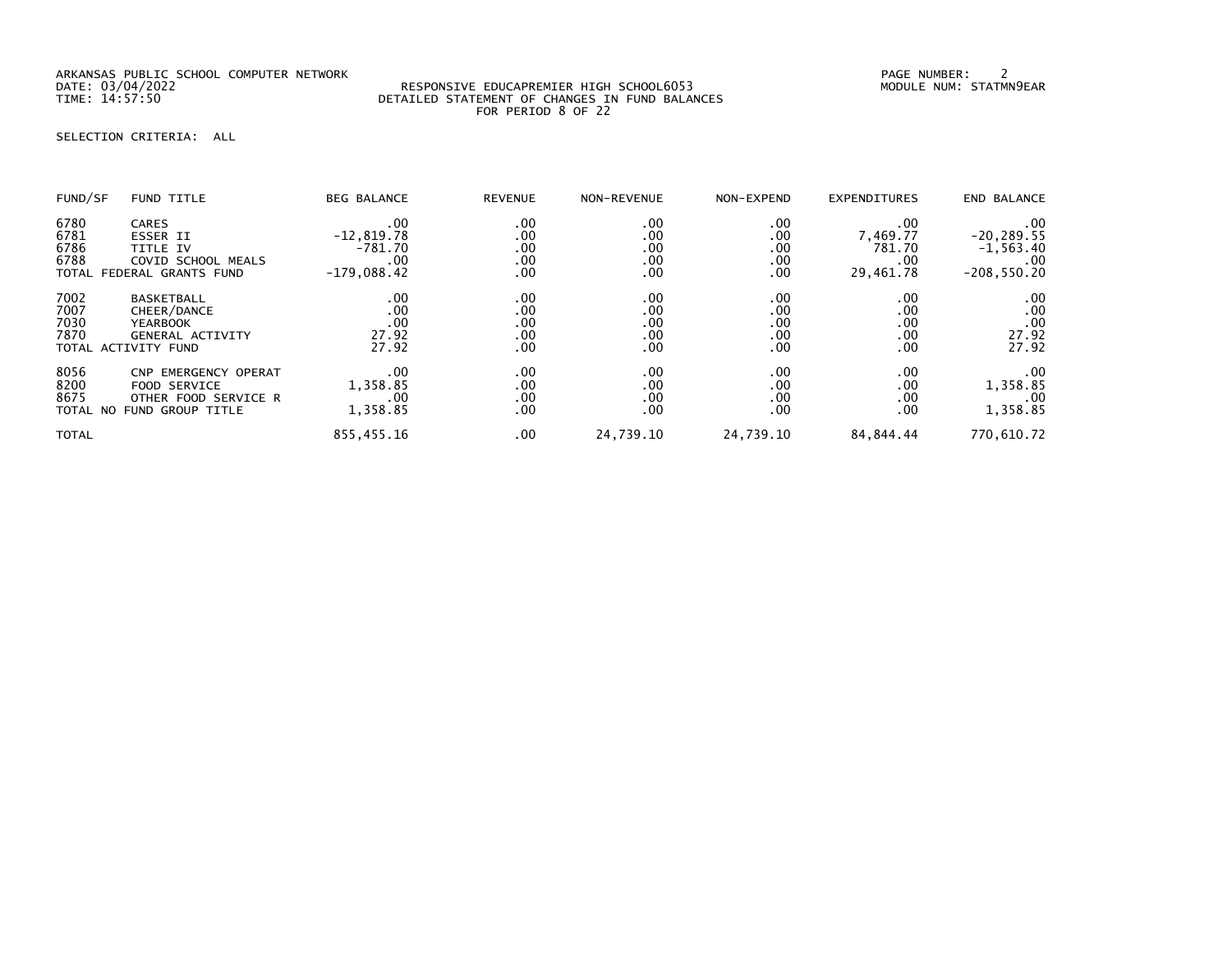ARKANSAS PUBLIC SCHOOL COMPUTER NETWORK
DATE: 03/04/2022
TIME: 14:57:50

RESPONSIVE EDUCAPREMIER HIGH SCHOOL6053
DETAILED STATEMENT OF CHANGES IN FUND BALANCES
FOR PERIOD 8 OF 22

PAGE NUMBER: 2
MODULE NUM: STATMN9EAR

SELECTION CRITERIA: ALL

| FUND/SF | FUND TITLE | BEG BALANCE | REVENUE | NON-REVENUE | NON-EXPEND | EXPENDITURES | END BALANCE |
|---|---|---|---|---|---|---|---|
| 6780 | CARES | .00 | .00 | .00 | .00 | .00 | .00 |
| 6781 | ESSER II | -12,819.78 | .00 | .00 | .00 | 7,469.77 | -20,289.55 |
| 6786 | TITLE IV | -781.70 | .00 | .00 | .00 | 781.70 | -1,563.40 |
| 6788 | COVID SCHOOL MEALS | .00 | .00 | .00 | .00 | .00 | .00 |
| TOTAL | FEDERAL GRANTS FUND | -179,088.42 | .00 | .00 | .00 | 29,461.78 | -208,550.20 |
| 7002 | BASKETBALL | .00 | .00 | .00 | .00 | .00 | .00 |
| 7007 | CHEER/DANCE | .00 | .00 | .00 | .00 | .00 | .00 |
| 7030 | YEARBOOK | .00 | .00 | .00 | .00 | .00 | .00 |
| 7870 | GENERAL ACTIVITY | 27.92 | .00 | .00 | .00 | .00 | 27.92 |
| TOTAL | ACTIVITY FUND | 27.92 | .00 | .00 | .00 | .00 | 27.92 |
| 8056 | CNP EMERGENCY OPERAT | .00 | .00 | .00 | .00 | .00 | .00 |
| 8200 | FOOD SERVICE | 1,358.85 | .00 | .00 | .00 | .00 | 1,358.85 |
| 8675 | OTHER FOOD SERVICE R | .00 | .00 | .00 | .00 | .00 | .00 |
| TOTAL | NO FUND GROUP TITLE | 1,358.85 | .00 | .00 | .00 | .00 | 1,358.85 |
| TOTAL | | 855,455.16 | .00 | 24,739.10 | 24,739.10 | 84,844.44 | 770,610.72 |